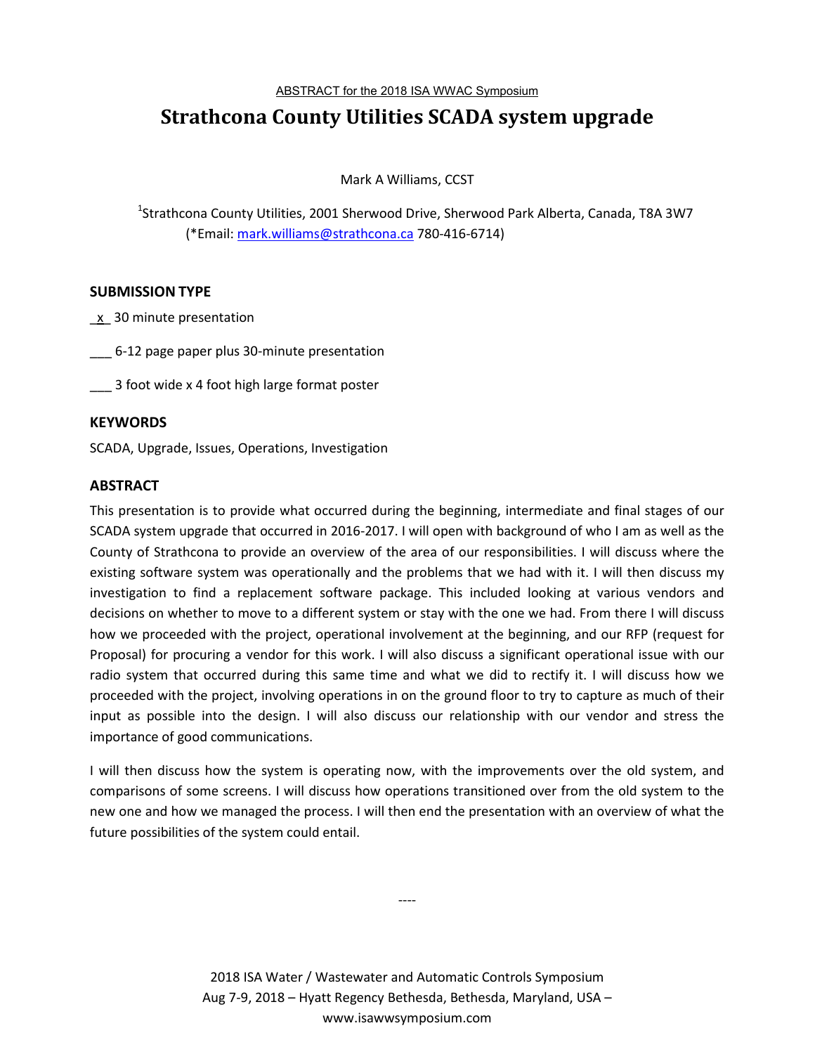ABSTRACT for the 2018 ISA WWAC Symposium

# Strathcona County Utilities SCADA system upgrade

Mark A Williams, CCST

[1]Strathcona County Utilities, 2001 Sherwood Drive, Sherwood Park Alberta, Canada, T8A 3W7
(*Email: mark.williams@strathcona.ca 780-416-6714)

## SUBMISSION TYPE

_x_ 30 minute presentation

___ 6-12 page paper plus 30-minute presentation

___ 3 foot wide x 4 foot high large format poster

## KEYWORDS

SCADA, Upgrade, Issues, Operations, Investigation

## ABSTRACT

This presentation is to provide what occurred during the beginning, intermediate and final stages of our SCADA system upgrade that occurred in 2016-2017. I will open with background of who I am as well as the County of Strathcona to provide an overview of the area of our responsibilities. I will discuss where the existing software system was operationally and the problems that we had with it. I will then discuss my investigation to find a replacement software package. This included looking at various vendors and decisions on whether to move to a different system or stay with the one we had. From there I will discuss how we proceeded with the project, operational involvement at the beginning, and our RFP (request for Proposal) for procuring a vendor for this work. I will also discuss a significant operational issue with our radio system that occurred during this same time and what we did to rectify it. I will discuss how we proceeded with the project, involving operations in on the ground floor to try to capture as much of their input as possible into the design. I will also discuss our relationship with our vendor and stress the importance of good communications.

I will then discuss how the system is operating now, with the improvements over the old system, and comparisons of some screens. I will discuss how operations transitioned over from the old system to the new one and how we managed the process. I will then end the presentation with an overview of what the future possibilities of the system could entail.

----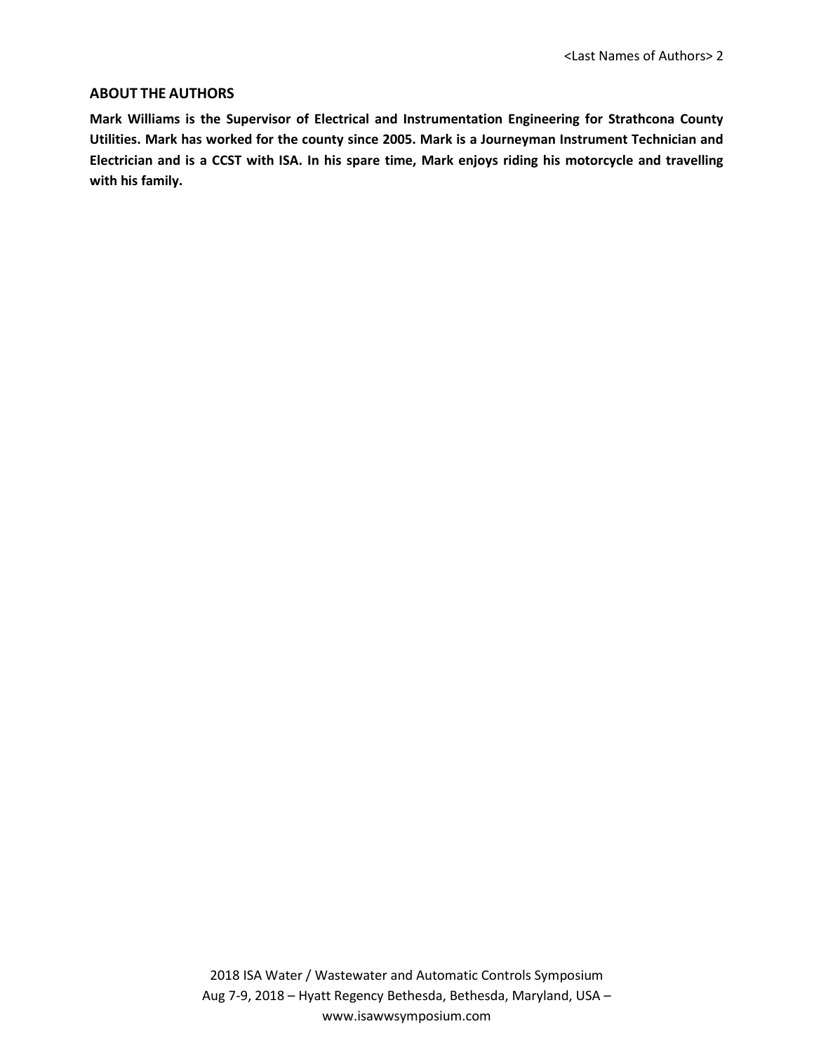## ABOUT THE AUTHORS

**Mark Williams is the Supervisor of Electrical and Instrumentation Engineering for Strathcona County Utilities. Mark has worked for the county since 2005. Mark is a Journeyman Instrument Technician and Electrician and is a CCST with ISA. In his spare time, Mark enjoys riding his motorcycle and travelling with his family.**